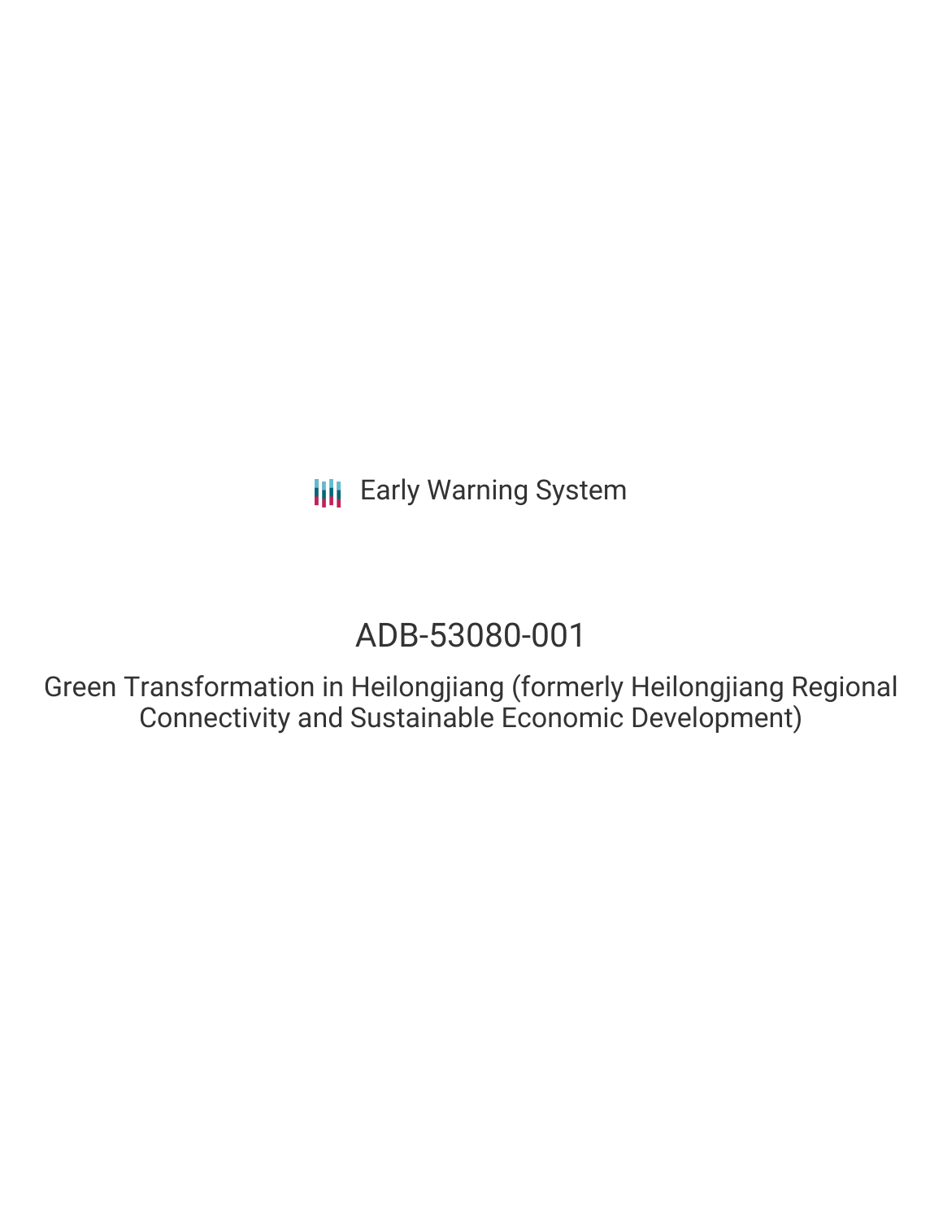Early Warning System

# ADB-53080-001

## Green Transformation in Heilongjiang (formerly Heilongjiang Regional Connectivity and Sustainable Economic Development)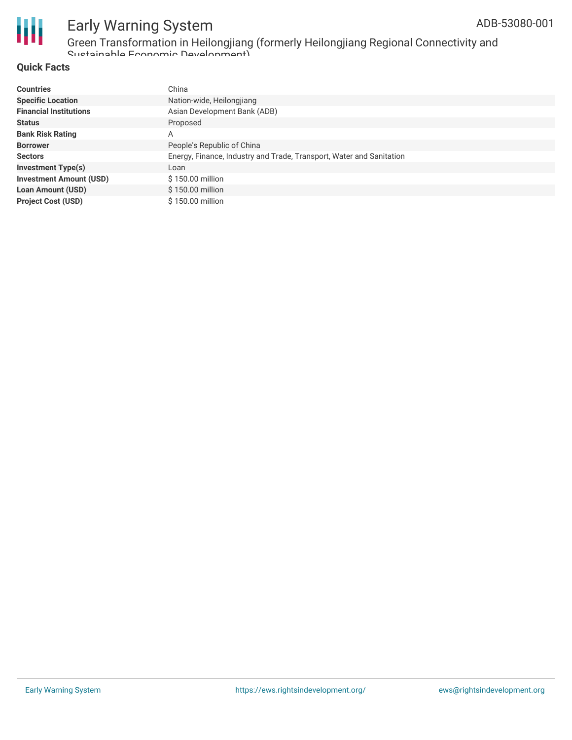## Quick Facts

| | |
|---|---|
| **Countries** | China |
| **Specific Location** | Nation-wide, Heilongjiang |
| **Financial Institutions** | Asian Development Bank (ADB) |
| **Status** | Proposed |
| **Bank Risk Rating** | A |
| **Borrower** | People's Republic of China |
| **Sectors** | Energy, Finance, Industry and Trade, Transport, Water and Sanitation |
| **Investment Type(s)** | Loan |
| **Investment Amount (USD)** | $ 150.00 million |
| **Loan Amount (USD)** | $ 150.00 million |
| **Project Cost (USD)** | $ 150.00 million |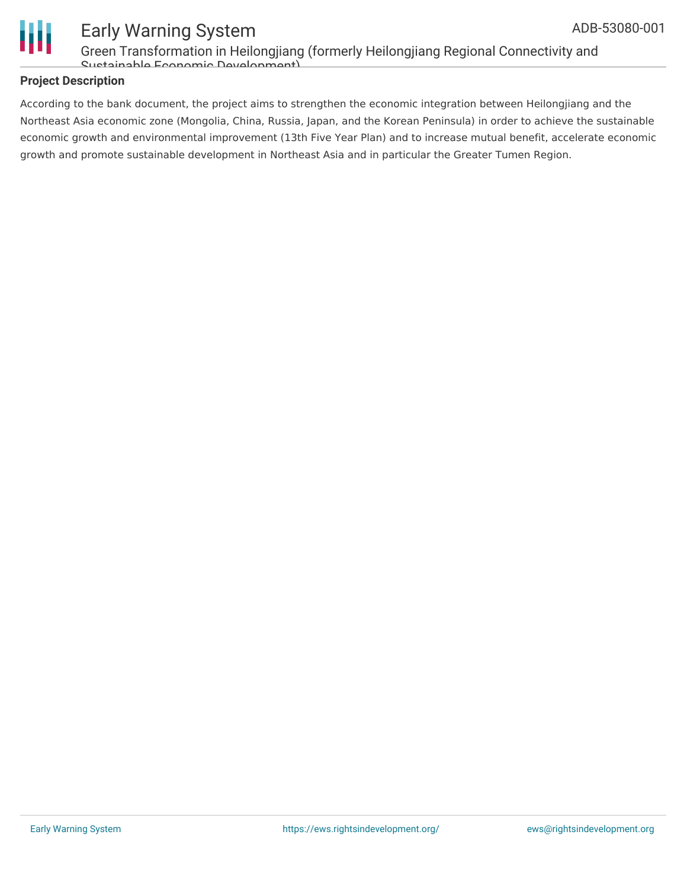## Project Description

According to the bank document, the project aims to strengthen the economic integration between Heilongjiang and the Northeast Asia economic zone (Mongolia, China, Russia, Japan, and the Korean Peninsula) in order to achieve the sustainable economic growth and environmental improvement (13th Five Year Plan) and to increase mutual benefit, accelerate economic growth and promote sustainable development in Northeast Asia and in particular the Greater Tumen Region.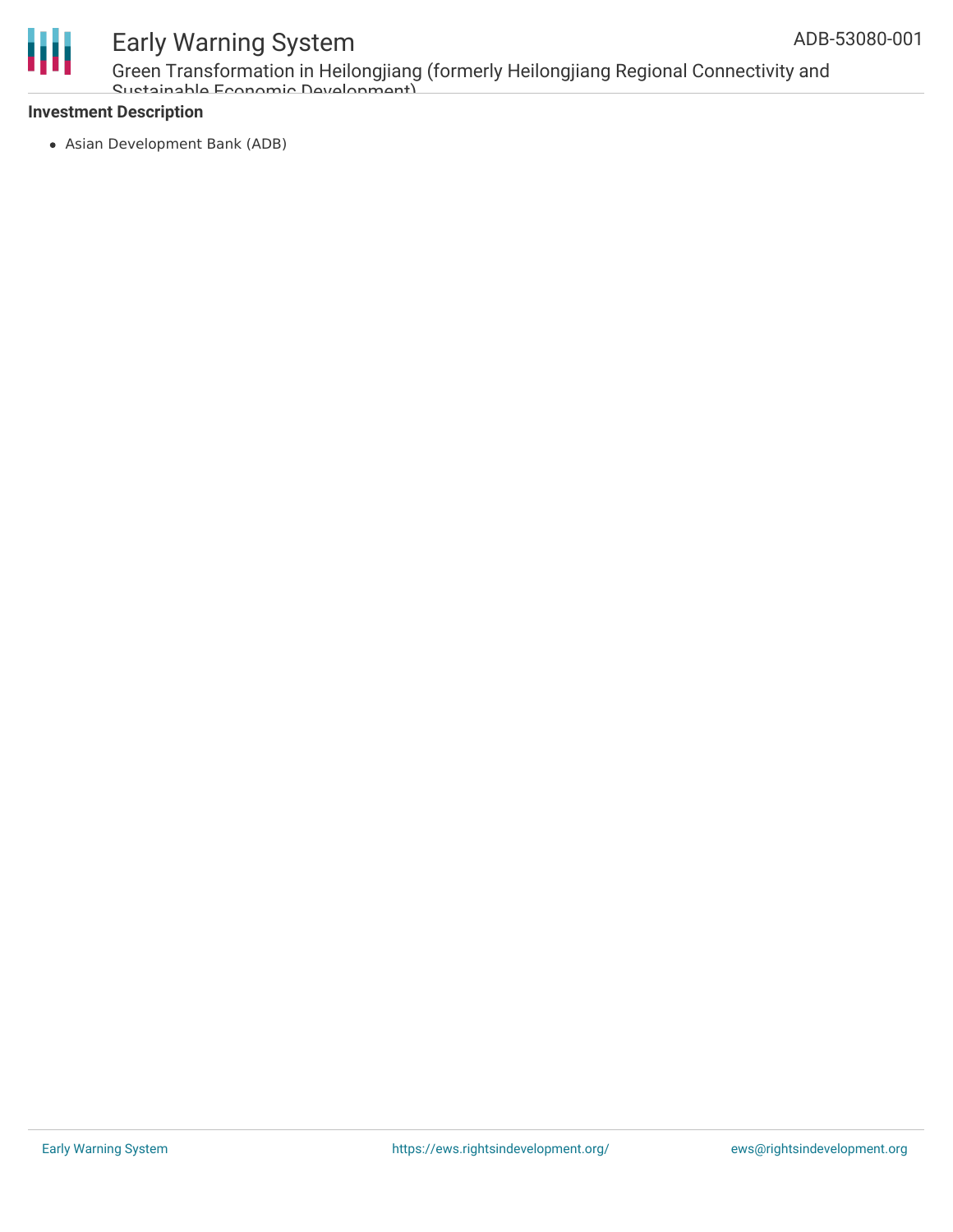**Investment Description**

- Asian Development Bank (ADB)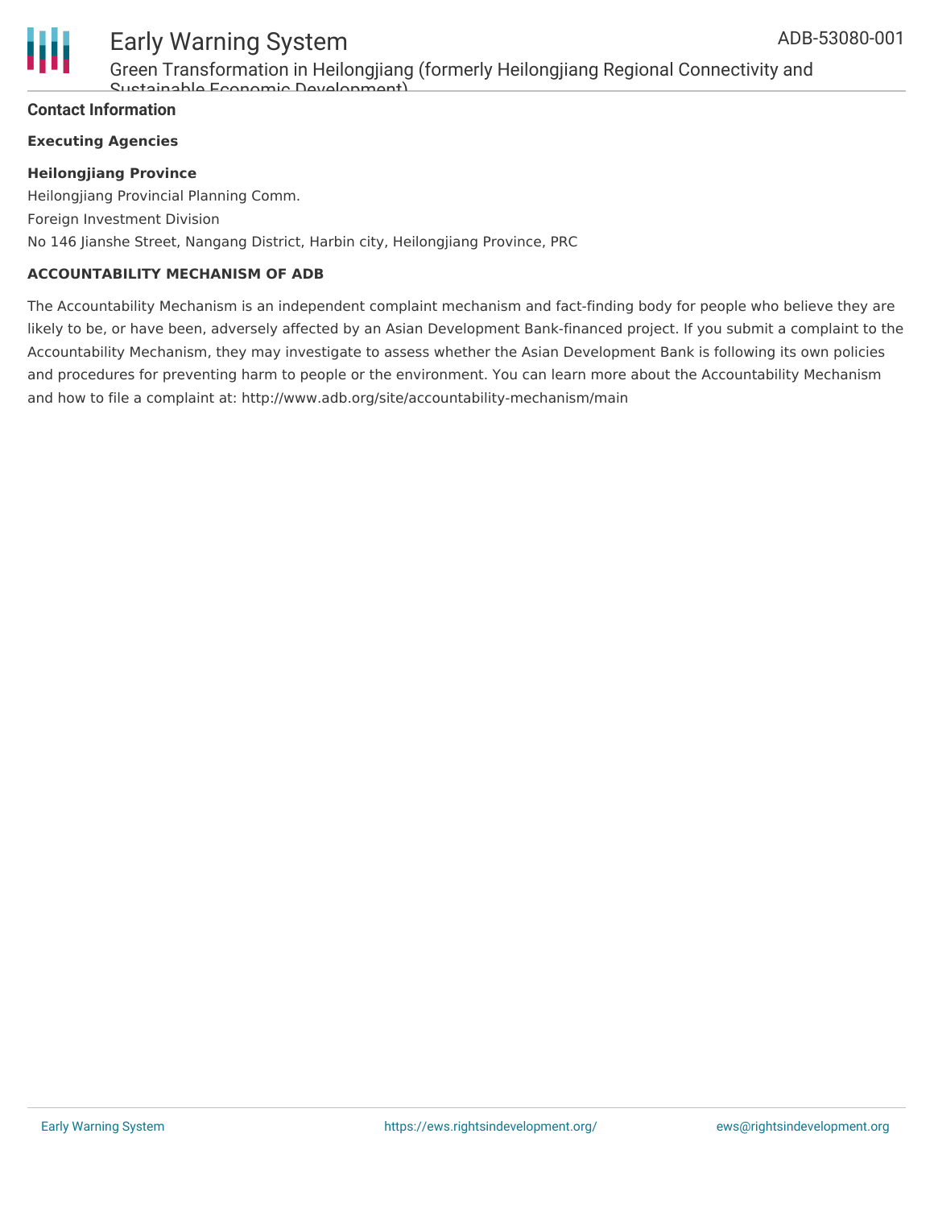## Contact Information

### Executing Agencies

**Heilongjiang Province**

Heilongjiang Provincial Planning Comm.

Foreign Investment Division

No 146 Jianshe Street, Nangang District, Harbin city, Heilongjiang Province, PRC

### ACCOUNTABILITY MECHANISM OF ADB

The Accountability Mechanism is an independent complaint mechanism and fact-finding body for people who believe they are likely to be, or have been, adversely affected by an Asian Development Bank-financed project. If you submit a complaint to the Accountability Mechanism, they may investigate to assess whether the Asian Development Bank is following its own policies and procedures for preventing harm to people or the environment. You can learn more about the Accountability Mechanism and how to file a complaint at: http://www.adb.org/site/accountability-mechanism/main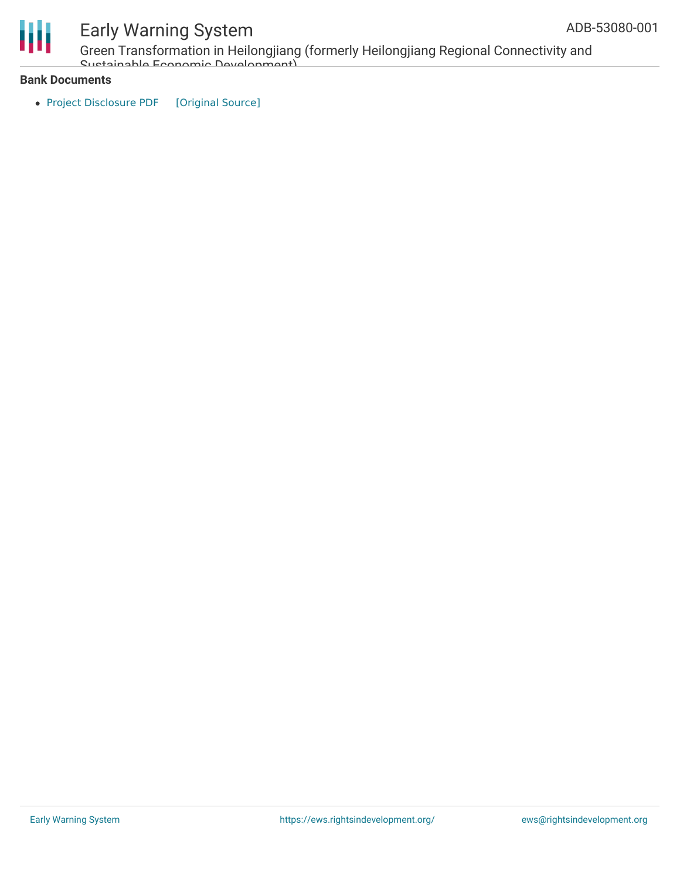**Bank Documents**

- Project Disclosure PDF [Original Source]